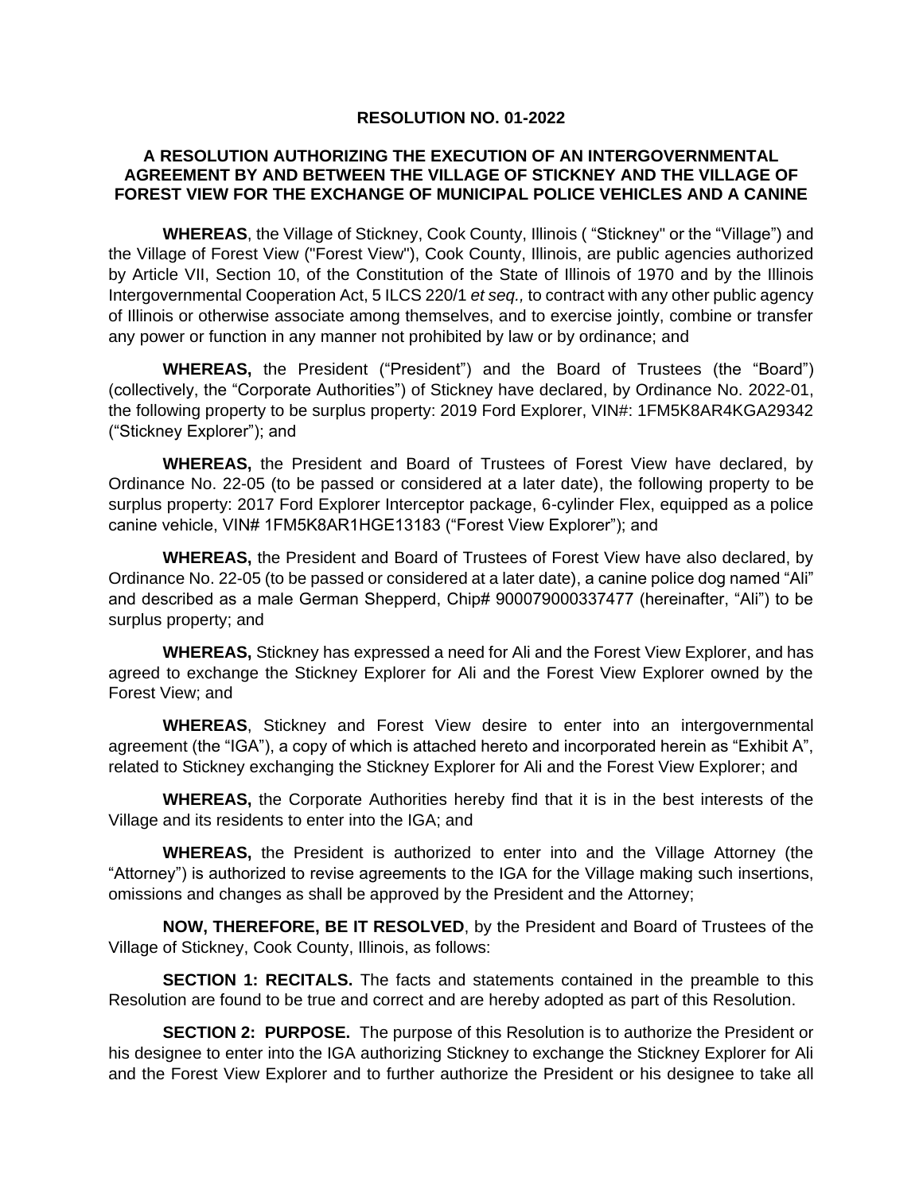**RESOLUTION NO. 01-2022**

**A RESOLUTION AUTHORIZING THE EXECUTION OF AN INTERGOVERNMENTAL AGREEMENT BY AND BETWEEN THE VILLAGE OF STICKNEY AND THE VILLAGE OF FOREST VIEW FOR THE EXCHANGE OF MUNICIPAL POLICE VEHICLES AND A CANINE**

**WHEREAS**, the Village of Stickney, Cook County, Illinois ( "Stickney" or the "Village") and the Village of Forest View ("Forest View"), Cook County, Illinois, are public agencies authorized by Article VII, Section 10, of the Constitution of the State of Illinois of 1970 and by the Illinois Intergovernmental Cooperation Act, 5 ILCS 220/1 *et seq.,* to contract with any other public agency of Illinois or otherwise associate among themselves, and to exercise jointly, combine or transfer any power or function in any manner not prohibited by law or by ordinance; and

**WHEREAS,** the President ("President") and the Board of Trustees (the "Board") (collectively, the "Corporate Authorities") of Stickney have declared, by Ordinance No. 2022-01, the following property to be surplus property: 2019 Ford Explorer, VIN#: 1FM5K8AR4KGA29342 ("Stickney Explorer"); and

**WHEREAS,** the President and Board of Trustees of Forest View have declared, by Ordinance No. 22-05 (to be passed or considered at a later date), the following property to be surplus property: 2017 Ford Explorer Interceptor package, 6-cylinder Flex, equipped as a police canine vehicle, VIN# 1FM5K8AR1HGE13183 ("Forest View Explorer"); and

**WHEREAS,** the President and Board of Trustees of Forest View have also declared, by Ordinance No. 22-05 (to be passed or considered at a later date), a canine police dog named "Ali" and described as a male German Shepperd, Chip# 900079000337477 (hereinafter, "Ali") to be surplus property; and

**WHEREAS,** Stickney has expressed a need for Ali and the Forest View Explorer, and has agreed to exchange the Stickney Explorer for Ali and the Forest View Explorer owned by the Forest View; and

**WHEREAS**, Stickney and Forest View desire to enter into an intergovernmental agreement (the "IGA"), a copy of which is attached hereto and incorporated herein as "Exhibit A", related to Stickney exchanging the Stickney Explorer for Ali and the Forest View Explorer; and

**WHEREAS,** the Corporate Authorities hereby find that it is in the best interests of the Village and its residents to enter into the IGA; and

**WHEREAS,** the President is authorized to enter into and the Village Attorney (the "Attorney") is authorized to revise agreements to the IGA for the Village making such insertions, omissions and changes as shall be approved by the President and the Attorney;

**NOW, THEREFORE, BE IT RESOLVED**, by the President and Board of Trustees of the Village of Stickney, Cook County, Illinois, as follows:

**SECTION 1: RECITALS.** The facts and statements contained in the preamble to this Resolution are found to be true and correct and are hereby adopted as part of this Resolution.

**SECTION 2: PURPOSE.** The purpose of this Resolution is to authorize the President or his designee to enter into the IGA authorizing Stickney to exchange the Stickney Explorer for Ali and the Forest View Explorer and to further authorize the President or his designee to take all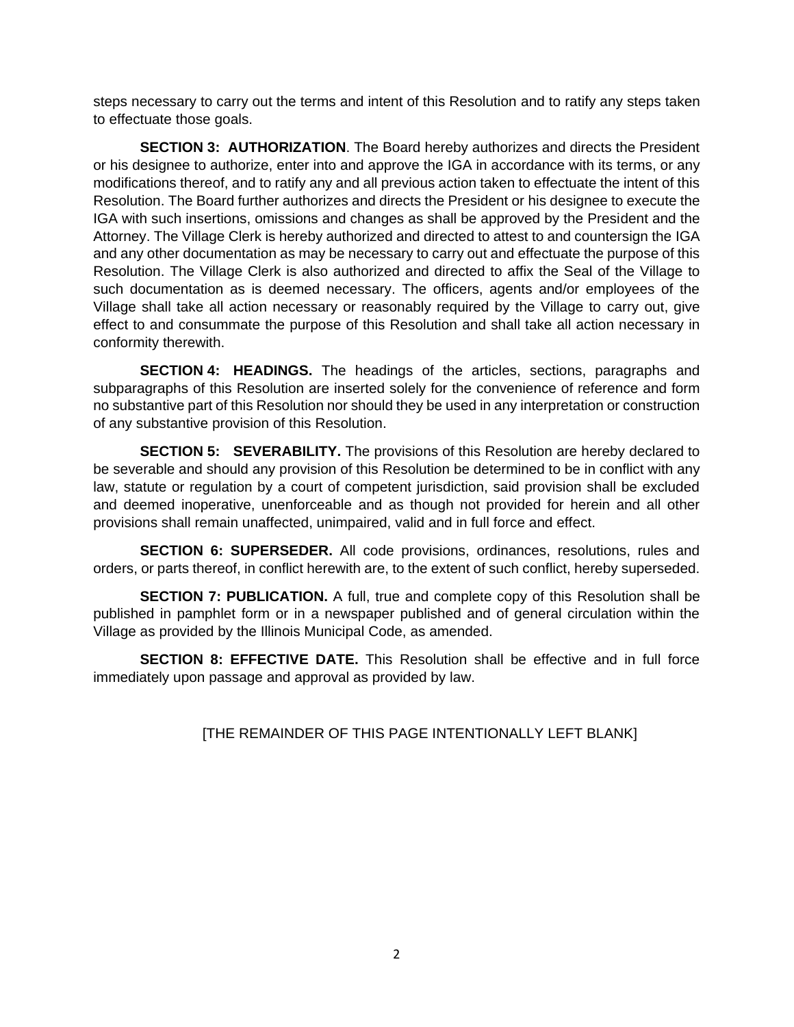steps necessary to carry out the terms and intent of this Resolution and to ratify any steps taken to effectuate those goals.

**SECTION 3: AUTHORIZATION**. The Board hereby authorizes and directs the President or his designee to authorize, enter into and approve the IGA in accordance with its terms, or any modifications thereof, and to ratify any and all previous action taken to effectuate the intent of this Resolution. The Board further authorizes and directs the President or his designee to execute the IGA with such insertions, omissions and changes as shall be approved by the President and the Attorney. The Village Clerk is hereby authorized and directed to attest to and countersign the IGA and any other documentation as may be necessary to carry out and effectuate the purpose of this Resolution. The Village Clerk is also authorized and directed to affix the Seal of the Village to such documentation as is deemed necessary. The officers, agents and/or employees of the Village shall take all action necessary or reasonably required by the Village to carry out, give effect to and consummate the purpose of this Resolution and shall take all action necessary in conformity therewith.

**SECTION 4: HEADINGS.** The headings of the articles, sections, paragraphs and subparagraphs of this Resolution are inserted solely for the convenience of reference and form no substantive part of this Resolution nor should they be used in any interpretation or construction of any substantive provision of this Resolution.

**SECTION 5: SEVERABILITY.** The provisions of this Resolution are hereby declared to be severable and should any provision of this Resolution be determined to be in conflict with any law, statute or regulation by a court of competent jurisdiction, said provision shall be excluded and deemed inoperative, unenforceable and as though not provided for herein and all other provisions shall remain unaffected, unimpaired, valid and in full force and effect.

**SECTION 6: SUPERSEDER.** All code provisions, ordinances, resolutions, rules and orders, or parts thereof, in conflict herewith are, to the extent of such conflict, hereby superseded.

**SECTION 7: PUBLICATION.** A full, true and complete copy of this Resolution shall be published in pamphlet form or in a newspaper published and of general circulation within the Village as provided by the Illinois Municipal Code, as amended.

**SECTION 8: EFFECTIVE DATE.** This Resolution shall be effective and in full force immediately upon passage and approval as provided by law.

[THE REMAINDER OF THIS PAGE INTENTIONALLY LEFT BLANK]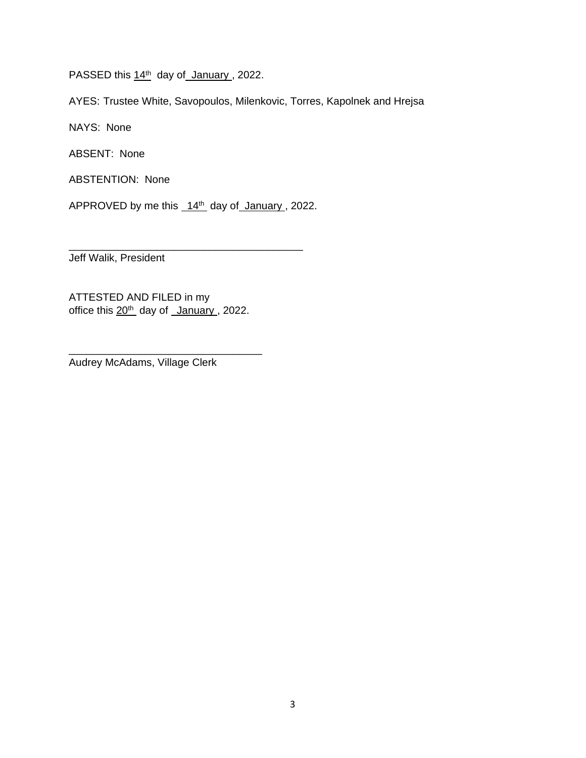PASSED this 14th day of January, 2022.

AYES: Trustee White, Savopoulos, Milenkovic, Torres, Kapolnek and Hrejsa

NAYS: None

ABSENT: None

ABSTENTION: None

APPROVED by me this 14th day of January, 2022.

\_\_\_\_\_\_\_\_\_\_\_\_\_\_\_\_\_\_\_\_\_\_\_\_\_\_\_\_\_\_\_\_\_\_\_\_\_\_\_\_
Jeff Walik, President

ATTESTED AND FILED in my
office this 20th day of January, 2022.

\_\_\_\_\_\_\_\_\_\_\_\_\_\_\_\_\_\_\_\_\_\_\_\_\_\_\_\_\_\_\_\_\_\_
Audrey McAdams, Village Clerk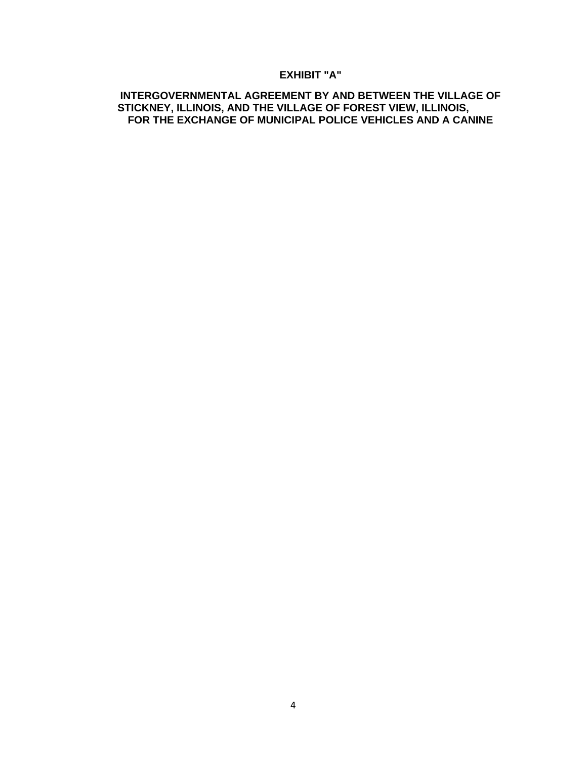**EXHIBIT "A"**

**INTERGOVERNMENTAL AGREEMENT BY AND BETWEEN THE VILLAGE OF STICKNEY, ILLINOIS, AND THE VILLAGE OF FOREST VIEW, ILLINOIS, FOR THE EXCHANGE OF MUNICIPAL POLICE VEHICLES AND A CANINE**